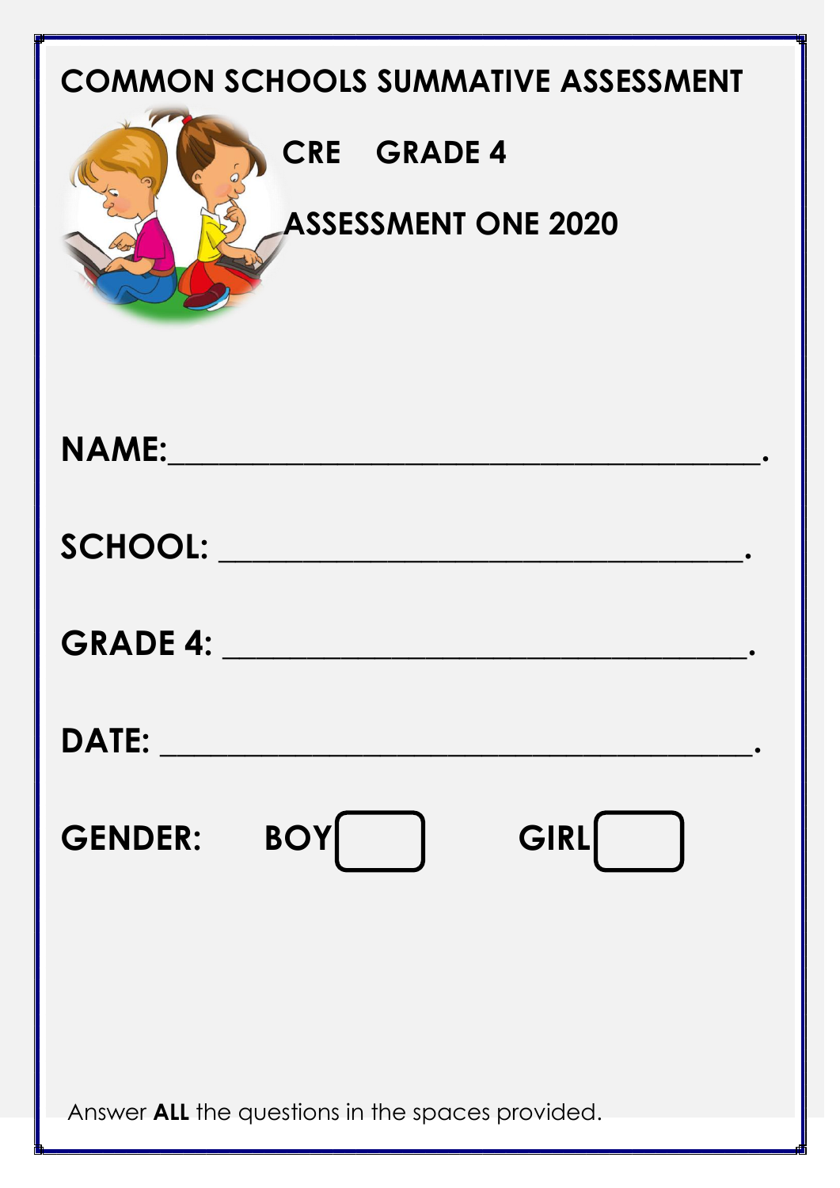# COMMON SCHOOLS SUMMATIVE ASSESSMENT

## CRE GRADE 4

## ASSESSMENT ONE 2020

**NAME:**\_\_\_\_\_\_\_\_\_\_\_\_\_\_\_\_\_\_\_\_\_\_\_\_\_\_\_\_\_\_\_\_\_\_\_\_\_\_.

**SCHOOL:** \_\_\_\_\_\_\_\_\_\_\_\_\_\_\_\_\_\_\_\_\_\_\_\_\_\_\_\_\_\_\_\_\_\_.

**GRADE 4:** \_\_\_\_\_\_\_\_\_\_\_\_\_\_\_\_\_\_\_\_\_\_\_\_\_\_\_\_\_\_\_\_\_\_.

**DATE:** \_\_\_\_\_\_\_\_\_\_\_\_\_\_\_\_\_\_\_\_\_\_\_\_\_\_\_\_\_\_\_\_\_\_\_\_\_\_.

**GENDER:** **BOY** ☐ **GIRL** ☐

Answer **ALL** the questions in the spaces provided.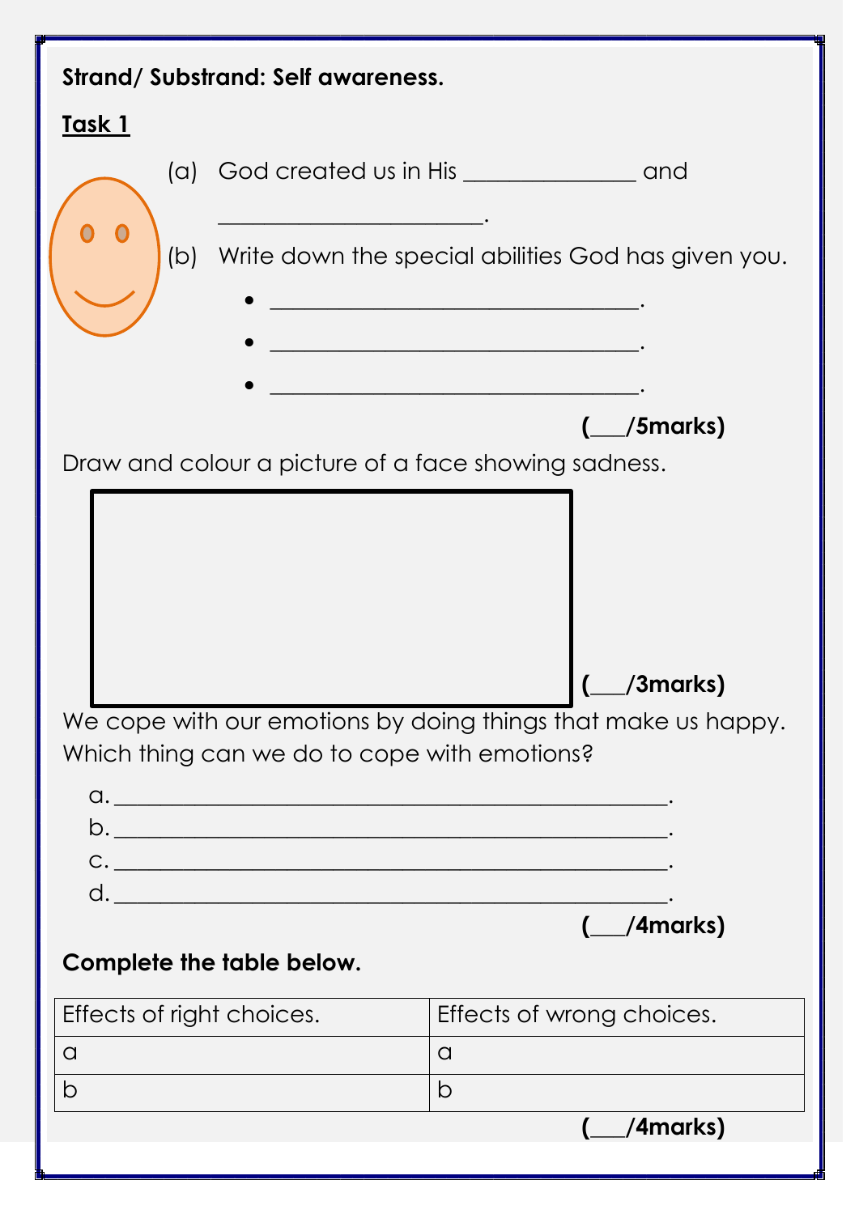**Strand/ Substrand: Self awareness.**

**Task 1**

(a) God created us in His _______________ and _______________________.

(b) Write down the special abilities God has given you.

- _________________________________.
- _________________________________.
- _________________________________.

**(___/5marks)**

Draw and colour a picture of a face showing sadness.

**(___/3marks)**

We cope with our emotions by doing things that make us happy. Which thing can we do to cope with emotions?

a. ________________________________________________.
b. ________________________________________________.
c. ________________________________________________.
d. ________________________________________________.

**(___/4marks)**

**Complete the table below.**

| Effects of right choices. | Effects of wrong choices. |
| --- | --- |
| a | a |
| b | b |

**(___/4marks)**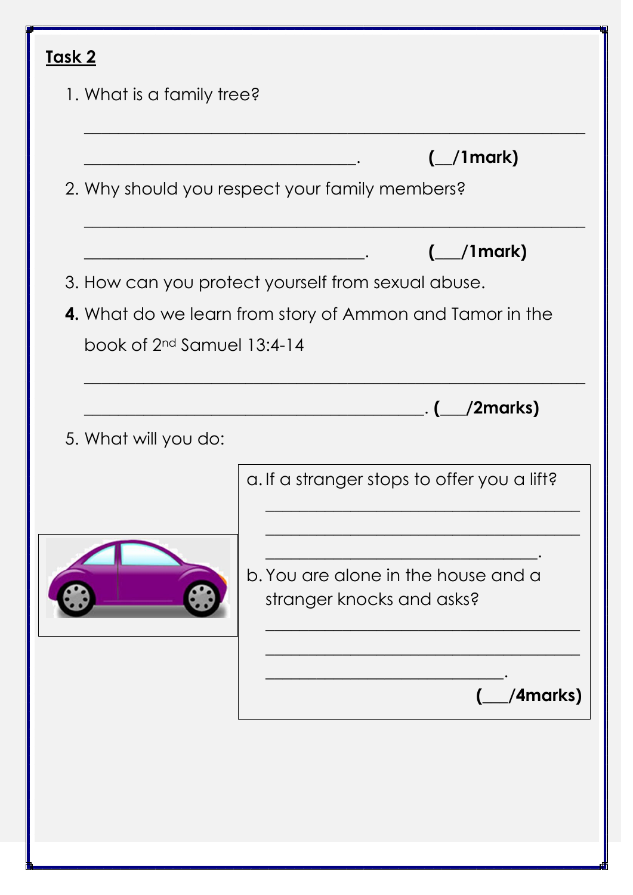**Task 2**

1. What is a family tree?

______________________________________________________________

_________________________________. **(__/1mark)**

2. Why should you respect your family members?

______________________________________________________________

__________________________________. **(___/1mark)**

3. How can you protect yourself from sexual abuse.

4. What do we learn from story of Ammon and Tamor in the book of 2nd Samuel 13:4-14

______________________________________________________________

_________________________________________. **(___/2marks)**

5. What will you do:

a. If a stranger stops to offer you a lift?

_____________________________________

_____________________________________

_______________________________.

b. You are alone in the house and a stranger knocks and asks?

_____________________________________

_____________________________________

___________________________.

**(___/4marks)**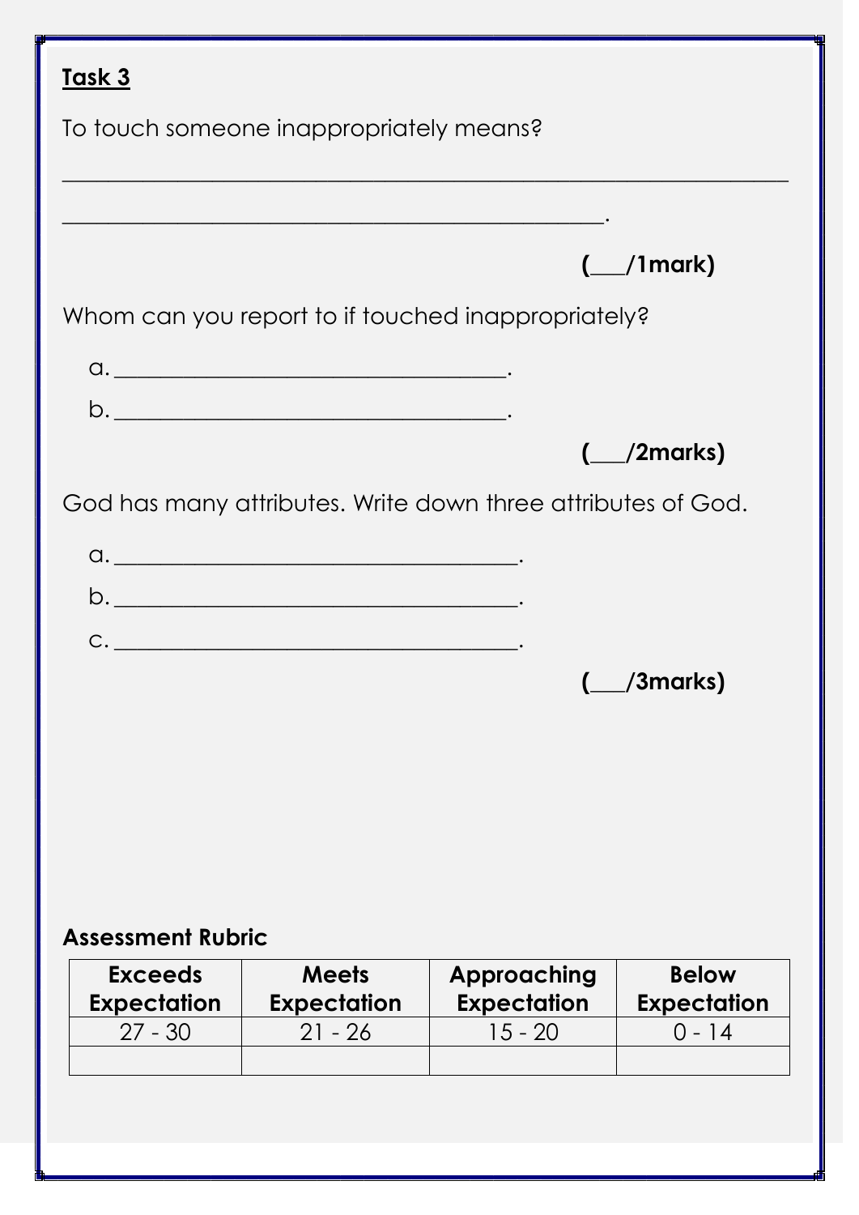**Task 3**

To touch someone inappropriately means?

_______________________________________________________________

_______________________________________________.

**(___/1mark)**

Whom can you report to if touched inappropriately?

a. ___________________________________.

b. ___________________________________.

**(___/2marks)**

God has many attributes. Write down three attributes of God.

a. ___________________________________.

b. ___________________________________.

c. ___________________________________.

**(___/3marks)**

**Assessment Rubric**

| Exceeds Expectation | Meets Expectation | Approaching Expectation | Below Expectation |
|---|---|---|---|
| 27 - 30 | 21 - 26 | 15 - 20 | 0 - 14 |
| | | | |